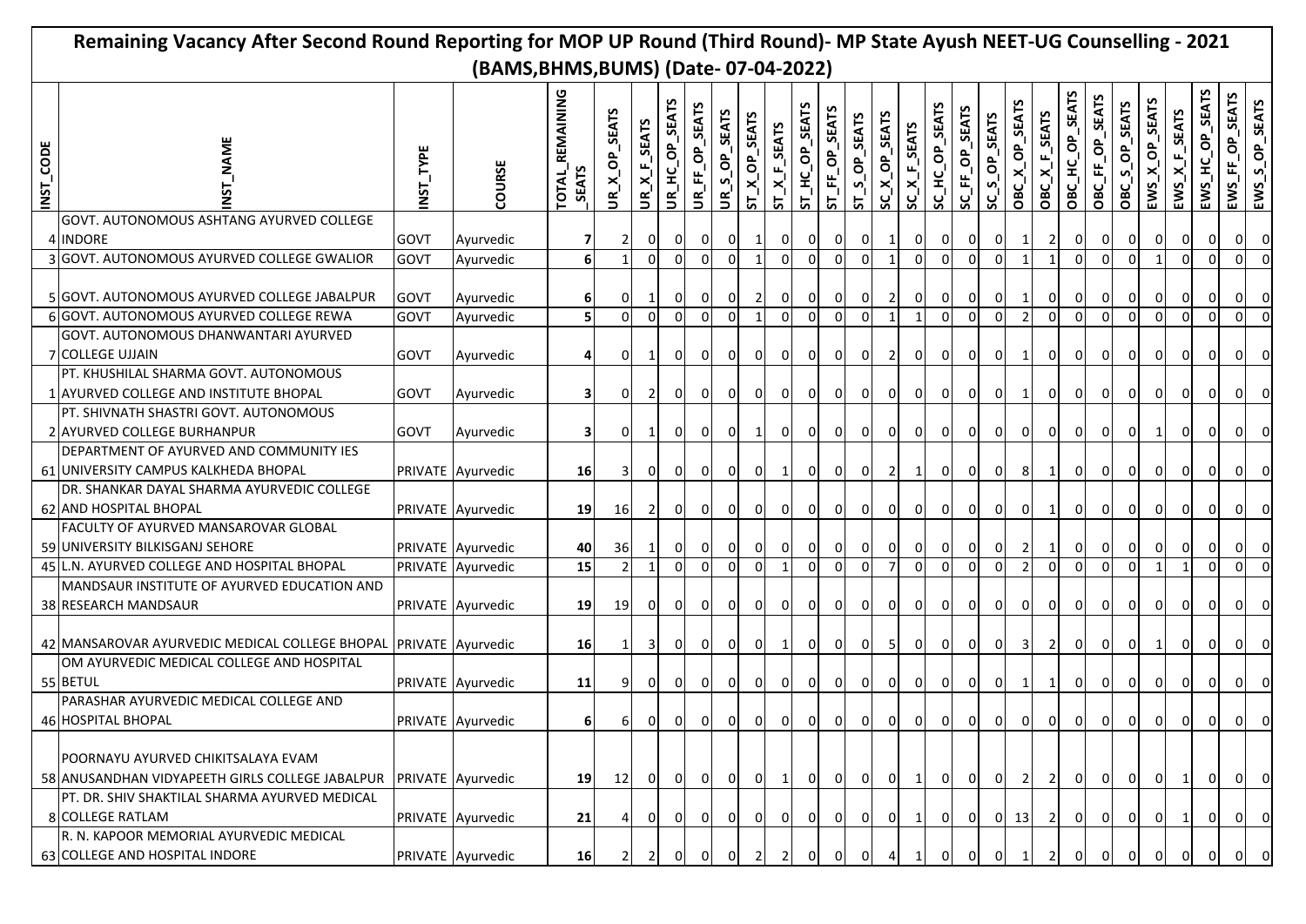# Remaining Vacancy After Second Round Reporting for MOP UP Round (Third Round)- MP State Ayush NEET-UG Counselling - 2021 (BAMS,BHMS,BUMS) (Date- 07-04-2022)

| INST_CODE | INST_NAME | INST_TYPE | COURSE | TOTAL_REMAINING_SEATS | UR_X_OP_SEATS | UR_X_F_SEATS | UR_HC_OP_SEATS | UR_FF_OP_SEATS | UR_S_OP_SEATS | ST_X_OP_SEATS | ST_X_F_SEATS | ST_HC_OP_SEATS | ST_FF_OP_SEATS | ST_S_OP_SEATS | SC_X_OP_SEATS | SC_X_F_SEATS | SC_HC_OP_SEATS | SC_FF_OP_SEATS | SC_S_OP_SEATS | OBC_X_OP_SEATS | OBC_X_F_SEATS | OBC_HC_OP_SEATS | OBC_FF_OP_SEATS | OBC_S_OP_SEATS | EWS_X_OP_SEATS | EWS_X_F_SEATS | EWS_HC_OP_SEATS | EWS_FF_OP_SEATS | EWS_S_OP_SEATS |
|---|---|---|---|---|---|---|---|---|---|---|---|---|---|---|---|---|---|---|---|---|---|---|---|---|---|---|---|---|---|
| 4 | GOVT. AUTONOMOUS ASHTANG AYURVED COLLEGE INDORE | GOVT | Ayurvedic | 7 | 2 | 0 | 0 | 0 | 0 | 1 | 0 | 0 | 0 | 0 | 1 | 0 | 0 | 0 | 0 | 1 | 2 | 0 | 0 | 0 | 0 | 0 | 0 | 0 | 0 |
| 3 | GOVT. AUTONOMOUS AYURVED COLLEGE GWALIOR | GOVT | Ayurvedic | 6 | 1 | 0 | 0 | 0 | 0 | 1 | 0 | 0 | 0 | 0 | 1 | 0 | 0 | 0 | 0 | 1 | 1 | 0 | 0 | 0 | 1 | 0 | 0 | 0 | 0 |
| 5 | GOVT. AUTONOMOUS AYURVED COLLEGE JABALPUR | GOVT | Ayurvedic | 6 | 0 | 1 | 0 | 0 | 0 | 2 | 0 | 0 | 0 | 0 | 2 | 0 | 0 | 0 | 0 | 1 | 0 | 0 | 0 | 0 | 0 | 0 | 0 | 0 | 0 |
| 6 | GOVT. AUTONOMOUS AYURVED COLLEGE REWA | GOVT | Ayurvedic | 5 | 0 | 0 | 0 | 0 | 0 | 1 | 0 | 0 | 0 | 0 | 1 | 1 | 0 | 0 | 0 | 2 | 0 | 0 | 0 | 0 | 0 | 0 | 0 | 0 | 0 |
| 7 | GOVT. AUTONOMOUS DHANWANTARI AYURVED COLLEGE UJJAIN | GOVT | Ayurvedic | 4 | 0 | 1 | 0 | 0 | 0 | 0 | 0 | 0 | 0 | 0 | 2 | 0 | 0 | 0 | 0 | 1 | 0 | 0 | 0 | 0 | 0 | 0 | 0 | 0 | 0 |
| 1 | PT. KHUSHILAL SHARMA GOVT. AUTONOMOUS AYURVED COLLEGE AND INSTITUTE BHOPAL | GOVT | Ayurvedic | 3 | 0 | 2 | 0 | 0 | 0 | 0 | 0 | 0 | 0 | 0 | 0 | 0 | 0 | 0 | 0 | 1 | 0 | 0 | 0 | 0 | 0 | 0 | 0 | 0 | 0 |
| 2 | PT. SHIVNATH SHASTRI GOVT. AUTONOMOUS AYURVED COLLEGE BURHANPUR | GOVT | Ayurvedic | 3 | 0 | 1 | 0 | 0 | 0 | 1 | 0 | 0 | 0 | 0 | 0 | 0 | 0 | 0 | 0 | 0 | 0 | 0 | 0 | 0 | 1 | 0 | 0 | 0 | 0 |
| 61 | DEPARTMENT OF AYURVED AND COMMUNITY IES UNIVERSITY CAMPUS KALKHEDA BHOPAL | PRIVATE | Ayurvedic | 16 | 3 | 0 | 0 | 0 | 0 | 0 | 1 | 0 | 0 | 0 | 2 | 1 | 0 | 0 | 0 | 8 | 1 | 0 | 0 | 0 | 0 | 0 | 0 | 0 | 0 |
| 62 | DR. SHANKAR DAYAL SHARMA AYURVEDIC COLLEGE AND HOSPITAL BHOPAL | PRIVATE | Ayurvedic | 19 | 16 | 2 | 0 | 0 | 0 | 0 | 0 | 0 | 0 | 0 | 0 | 0 | 0 | 0 | 0 | 0 | 1 | 0 | 0 | 0 | 0 | 0 | 0 | 0 | 0 |
| 59 | FACULTY OF AYURVED MANSAROVAR GLOBAL UNIVERSITY BILKISGANJ SEHORE | PRIVATE | Ayurvedic | 40 | 36 | 1 | 0 | 0 | 0 | 0 | 0 | 0 | 0 | 0 | 0 | 0 | 0 | 0 | 0 | 2 | 1 | 0 | 0 | 0 | 0 | 0 | 0 | 0 | 0 |
| 45 | L.N. AYURVED COLLEGE AND HOSPITAL BHOPAL | PRIVATE | Ayurvedic | 15 | 2 | 1 | 0 | 0 | 0 | 0 | 1 | 0 | 0 | 0 | 7 | 0 | 0 | 0 | 0 | 2 | 0 | 0 | 0 | 0 | 1 | 1 | 0 | 0 | 0 |
| 38 | MANDSAUR INSTITUTE OF AYURVED EDUCATION AND RESEARCH MANDSAUR | PRIVATE | Ayurvedic | 19 | 19 | 0 | 0 | 0 | 0 | 0 | 0 | 0 | 0 | 0 | 0 | 0 | 0 | 0 | 0 | 0 | 0 | 0 | 0 | 0 | 0 | 0 | 0 | 0 | 0 |
| 42 | MANSAROVAR AYURVEDIC MEDICAL COLLEGE BHOPAL | PRIVATE | Ayurvedic | 16 | 1 | 3 | 0 | 0 | 0 | 0 | 1 | 0 | 0 | 0 | 5 | 0 | 0 | 0 | 0 | 3 | 2 | 0 | 0 | 0 | 1 | 0 | 0 | 0 | 0 |
| 55 | OM AYURVEDIC MEDICAL COLLEGE AND HOSPITAL BETUL | PRIVATE | Ayurvedic | 11 | 9 | 0 | 0 | 0 | 0 | 0 | 0 | 0 | 0 | 0 | 0 | 0 | 0 | 0 | 0 | 1 | 1 | 0 | 0 | 0 | 0 | 0 | 0 | 0 | 0 |
| 46 | PARASHAR AYURVEDIC MEDICAL COLLEGE AND HOSPITAL BHOPAL | PRIVATE | Ayurvedic | 6 | 6 | 0 | 0 | 0 | 0 | 0 | 0 | 0 | 0 | 0 | 0 | 0 | 0 | 0 | 0 | 0 | 0 | 0 | 0 | 0 | 0 | 0 | 0 | 0 | 0 |
| 58 | POORNAYU AYURVED CHIKITSALAYA EVAM ANUSANDHAN VIDYAPEETH GIRLS COLLEGE JABALPUR | PRIVATE | Ayurvedic | 19 | 12 | 0 | 0 | 0 | 0 | 0 | 1 | 0 | 0 | 0 | 0 | 1 | 0 | 0 | 0 | 2 | 2 | 0 | 0 | 0 | 0 | 1 | 0 | 0 | 0 |
| 8 | PT. DR. SHIV SHAKTILAL SHARMA AYURVED MEDICAL COLLEGE RATLAM | PRIVATE | Ayurvedic | 21 | 4 | 0 | 0 | 0 | 0 | 0 | 0 | 0 | 0 | 0 | 0 | 1 | 0 | 0 | 0 | 13 | 2 | 0 | 0 | 0 | 0 | 1 | 0 | 0 | 0 |
| 63 | R. N. KAPOOR MEMORIAL AYURVEDIC MEDICAL COLLEGE AND HOSPITAL INDORE | PRIVATE | Ayurvedic | 16 | 2 | 2 | 0 | 0 | 0 | 2 | 2 | 0 | 0 | 0 | 4 | 1 | 0 | 0 | 0 | 1 | 2 | 0 | 0 | 0 | 0 | 0 | 0 | 0 | 0 |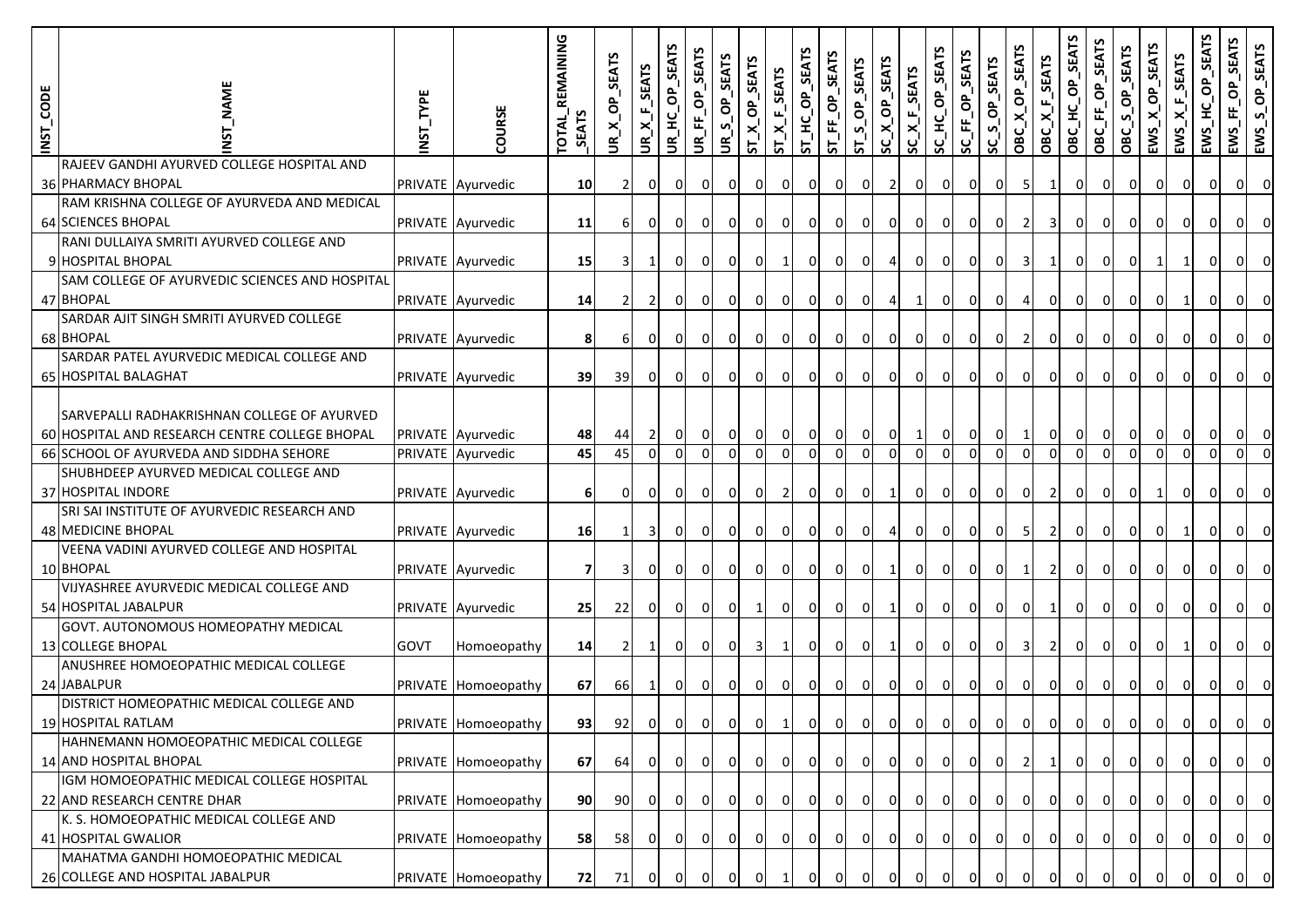| INST_CODE | INST_NAME | INST_TYPE | COURSE | TOTAL_REMAINING_SEATS | UR_X_OP_SEATS | UR_X_F_SEATS | UR_HC_OP_SEATS | UR_FF_OP_SEATS | UR_S_OP_SEATS | ST_X_OP_SEATS | ST_X_F_SEATS | ST_HC_OP_SEATS | ST_FF_OP_SEATS | ST_S_OP_SEATS | SC_X_OP_SEATS | SC_X_F_SEATS | SC_HC_OP_SEATS | SC_FF_OP_SEATS | SC_S_OP_SEATS | OBC_X_OP_SEATS | OBC_X_F_SEATS | OBC_HC_OP_SEATS | OBC_FF_OP_SEATS | OBC_S_OP_SEATS | EWS_X_OP_SEATS | EWS_X_F_SEATS | EWS_HC_OP_SEATS | EWS_FF_OP_SEATS | EWS_S_OP_SEATS |
|---|---|---|---|---|---|---|---|---|---|---|---|---|---|---|---|---|---|---|---|---|---|---|---|---|---|---|---|---|---|
| 36 | RAJEEV GANDHI AYURVED COLLEGE HOSPITAL AND PHARMACY BHOPAL | PRIVATE | Ayurvedic | 10 | 2 | 0 | 0 | 0 | 0 | 0 | 0 | 0 | 0 | 0 | 2 | 0 | 0 | 0 | 0 | 5 | 1 | 0 | 0 | 0 | 0 | 0 | 0 | 0 | 0 |
| 64 | RAM KRISHNA COLLEGE OF AYURVEDA AND MEDICAL SCIENCES BHOPAL | PRIVATE | Ayurvedic | 11 | 6 | 0 | 0 | 0 | 0 | 0 | 0 | 0 | 0 | 0 | 0 | 0 | 0 | 0 | 0 | 2 | 3 | 0 | 0 | 0 | 0 | 0 | 0 | 0 | 0 |
| 9 | RANI DULLAIYA SMRITI AYURVED COLLEGE AND HOSPITAL BHOPAL | PRIVATE | Ayurvedic | 15 | 3 | 1 | 0 | 0 | 0 | 0 | 1 | 0 | 0 | 0 | 4 | 0 | 0 | 0 | 0 | 3 | 1 | 0 | 0 | 0 | 1 | 1 | 0 | 0 | 0 |
| 47 | SAM COLLEGE OF AYURVEDIC SCIENCES AND HOSPITAL BHOPAL | PRIVATE | Ayurvedic | 14 | 2 | 2 | 0 | 0 | 0 | 0 | 0 | 0 | 0 | 0 | 4 | 1 | 0 | 0 | 0 | 4 | 0 | 0 | 0 | 0 | 0 | 1 | 0 | 0 | 0 |
| 68 | SARDAR AJIT SINGH SMRITI AYURVED COLLEGE BHOPAL | PRIVATE | Ayurvedic | 8 | 6 | 0 | 0 | 0 | 0 | 0 | 0 | 0 | 0 | 0 | 0 | 0 | 0 | 0 | 0 | 2 | 0 | 0 | 0 | 0 | 0 | 0 | 0 | 0 | 0 |
| 65 | SARDAR PATEL AYURVEDIC MEDICAL COLLEGE AND HOSPITAL BALAGHAT | PRIVATE | Ayurvedic | 39 | 39 | 0 | 0 | 0 | 0 | 0 | 0 | 0 | 0 | 0 | 0 | 0 | 0 | 0 | 0 | 0 | 0 | 0 | 0 | 0 | 0 | 0 | 0 | 0 | 0 |
| 60 | SARVEPALLI RADHAKRISHNAN COLLEGE OF AYURVED HOSPITAL AND RESEARCH CENTRE COLLEGE BHOPAL | PRIVATE | Ayurvedic | 48 | 44 | 2 | 0 | 0 | 0 | 0 | 0 | 0 | 0 | 0 | 0 | 1 | 0 | 0 | 0 | 1 | 0 | 0 | 0 | 0 | 0 | 0 | 0 | 0 | 0 |
| 66 | SCHOOL OF AYURVEDA AND SIDDHA SEHORE | PRIVATE | Ayurvedic | 45 | 45 | 0 | 0 | 0 | 0 | 0 | 0 | 0 | 0 | 0 | 0 | 0 | 0 | 0 | 0 | 0 | 0 | 0 | 0 | 0 | 0 | 0 | 0 | 0 | 0 |
| 37 | SHUBHDEEP AYURVED MEDICAL COLLEGE AND HOSPITAL INDORE | PRIVATE | Ayurvedic | 6 | 0 | 0 | 0 | 0 | 0 | 0 | 2 | 0 | 0 | 0 | 1 | 0 | 0 | 0 | 0 | 0 | 2 | 0 | 0 | 0 | 1 | 0 | 0 | 0 | 0 |
| 48 | SRI SAI INSTITUTE OF AYURVEDIC RESEARCH AND MEDICINE BHOPAL | PRIVATE | Ayurvedic | 16 | 1 | 3 | 0 | 0 | 0 | 0 | 0 | 0 | 0 | 0 | 4 | 0 | 0 | 0 | 0 | 5 | 2 | 0 | 0 | 0 | 0 | 1 | 0 | 0 | 0 |
| 10 | VEENA VADINI AYURVED COLLEGE AND HOSPITAL BHOPAL | PRIVATE | Ayurvedic | 7 | 3 | 0 | 0 | 0 | 0 | 0 | 0 | 0 | 0 | 0 | 1 | 0 | 0 | 0 | 0 | 1 | 2 | 0 | 0 | 0 | 0 | 0 | 0 | 0 | 0 |
| 54 | VIJYASHREE AYURVEDIC MEDICAL COLLEGE AND HOSPITAL JABALPUR | PRIVATE | Ayurvedic | 25 | 22 | 0 | 0 | 0 | 0 | 1 | 0 | 0 | 0 | 0 | 1 | 0 | 0 | 0 | 0 | 0 | 1 | 0 | 0 | 0 | 0 | 0 | 0 | 0 | 0 |
| 13 | GOVT. AUTONOMOUS HOMEOPATHY MEDICAL COLLEGE BHOPAL | GOVT | Homoeopathy | 14 | 2 | 1 | 0 | 0 | 0 | 3 | 1 | 0 | 0 | 0 | 1 | 0 | 0 | 0 | 0 | 3 | 2 | 0 | 0 | 0 | 0 | 1 | 0 | 0 | 0 |
| 24 | ANUSHREE HOMOEOPATHIC MEDICAL COLLEGE JABALPUR | PRIVATE | Homoeopathy | 67 | 66 | 1 | 0 | 0 | 0 | 0 | 0 | 0 | 0 | 0 | 0 | 0 | 0 | 0 | 0 | 0 | 0 | 0 | 0 | 0 | 0 | 0 | 0 | 0 | 0 |
| 19 | DISTRICT HOMEOPATHIC MEDICAL COLLEGE AND HOSPITAL RATLAM | PRIVATE | Homoeopathy | 93 | 92 | 0 | 0 | 0 | 0 | 0 | 1 | 0 | 0 | 0 | 0 | 0 | 0 | 0 | 0 | 0 | 0 | 0 | 0 | 0 | 0 | 0 | 0 | 0 | 0 |
| 14 | HAHNEMANN HOMOEOPATHIC MEDICAL COLLEGE AND HOSPITAL BHOPAL | PRIVATE | Homoeopathy | 67 | 64 | 0 | 0 | 0 | 0 | 0 | 0 | 0 | 0 | 0 | 0 | 0 | 0 | 0 | 0 | 2 | 1 | 0 | 0 | 0 | 0 | 0 | 0 | 0 | 0 |
| 22 | IGM HOMOEOPATHIC MEDICAL COLLEGE HOSPITAL AND RESEARCH CENTRE DHAR | PRIVATE | Homoeopathy | 90 | 90 | 0 | 0 | 0 | 0 | 0 | 0 | 0 | 0 | 0 | 0 | 0 | 0 | 0 | 0 | 0 | 0 | 0 | 0 | 0 | 0 | 0 | 0 | 0 | 0 |
| 41 | K. S. HOMOEOPATHIC MEDICAL COLLEGE AND HOSPITAL GWALIOR | PRIVATE | Homoeopathy | 58 | 58 | 0 | 0 | 0 | 0 | 0 | 0 | 0 | 0 | 0 | 0 | 0 | 0 | 0 | 0 | 0 | 0 | 0 | 0 | 0 | 0 | 0 | 0 | 0 | 0 |
| 26 | MAHATMA GANDHI HOMOEOPATHIC MEDICAL COLLEGE AND HOSPITAL JABALPUR | PRIVATE | Homoeopathy | 72 | 71 | 0 | 0 | 0 | 0 | 0 | 1 | 0 | 0 | 0 | 0 | 0 | 0 | 0 | 0 | 0 | 0 | 0 | 0 | 0 | 0 | 0 | 0 | 0 | 0 |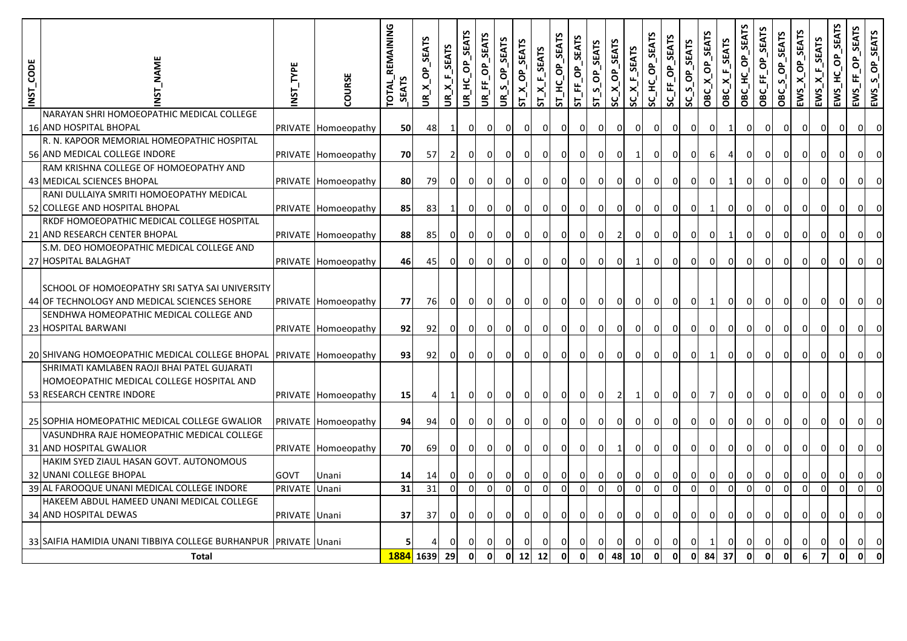| INST_CODE | INST_NAME | INST_TYPE | COURSE | TOTAL_REMAINING_SEATS | UR_X_OP_SEATS | UR_X_F_SEATS | UR_HC_OP_SEATS | UR_FF_OP_SEATS | UR_S_OP_SEATS | ST_X_OP_SEATS | ST_X_F_SEATS | ST_HC_OP_SEATS | ST_FF_OP_SEATS | ST_S_OP_SEATS | SC_X_OP_SEATS | SC_X_F_SEATS | SC_HC_OP_SEATS | SC_FF_OP_SEATS | SC_S_OP_SEATS | OBC_X_OP_SEATS | OBC_X_F_SEATS | OBC_HC_OP_SEATS | OBC_FF_OP_SEATS | OBC_S_OP_SEATS | EWS_X_OP_SEATS | EWS_X_F_SEATS | EWS_HC_OP_SEATS | EWS_FF_OP_SEATS | EWS_S_OP_SEATS |
|---|---|---|---|---|---|---|---|---|---|---|---|---|---|---|---|---|---|---|---|---|---|---|---|---|---|---|---|---|---|
| 16 | NARAYAN SHRI HOMOEOPATHIC MEDICAL COLLEGE AND HOSPITAL BHOPAL | PRIVATE | Homoeopathy | 50 | 48 | 1 | 0 | 0 | 0 | 0 | 0 | 0 | 0 | 0 | 0 | 0 | 0 | 0 | 0 | 0 | 1 | 0 | 0 | 0 | 0 | 0 | 0 | 0 | 0 |
| 56 | R. N. KAPOOR MEMORIAL HOMEOPATHIC HOSPITAL AND MEDICAL COLLEGE INDORE | PRIVATE | Homoeopathy | 70 | 57 | 2 | 0 | 0 | 0 | 0 | 0 | 0 | 0 | 0 | 0 | 1 | 0 | 0 | 0 | 6 | 4 | 0 | 0 | 0 | 0 | 0 | 0 | 0 | 0 |
| 43 | RAM KRISHNA COLLEGE OF HOMOEOPATHY AND MEDICAL SCIENCES BHOPAL | PRIVATE | Homoeopathy | 80 | 79 | 0 | 0 | 0 | 0 | 0 | 0 | 0 | 0 | 0 | 0 | 0 | 0 | 0 | 0 | 0 | 1 | 0 | 0 | 0 | 0 | 0 | 0 | 0 | 0 |
| 52 | RANI DULLAIYA SMRITI HOMOEOPATHY MEDICAL COLLEGE AND HOSPITAL BHOPAL | PRIVATE | Homoeopathy | 85 | 83 | 1 | 0 | 0 | 0 | 0 | 0 | 0 | 0 | 0 | 0 | 0 | 0 | 0 | 0 | 1 | 0 | 0 | 0 | 0 | 0 | 0 | 0 | 0 | 0 |
| 21 | RKDF HOMOEOPATHIC MEDICAL COLLEGE HOSPITAL AND RESEARCH CENTER BHOPAL | PRIVATE | Homoeopathy | 88 | 85 | 0 | 0 | 0 | 0 | 0 | 0 | 0 | 0 | 0 | 2 | 0 | 0 | 0 | 0 | 0 | 1 | 0 | 0 | 0 | 0 | 0 | 0 | 0 | 0 |
| 27 | S.M. DEO HOMOEOPATHIC MEDICAL COLLEGE AND HOSPITAL BALAGHAT | PRIVATE | Homoeopathy | 46 | 45 | 0 | 0 | 0 | 0 | 0 | 0 | 0 | 0 | 0 | 0 | 1 | 0 | 0 | 0 | 0 | 0 | 0 | 0 | 0 | 0 | 0 | 0 | 0 | 0 |
| 44 | SCHOOL OF HOMOEOPATHY SRI SATYA SAI UNIVERSITY OF TECHNOLOGY AND MEDICAL SCIENCES SEHORE | PRIVATE | Homoeopathy | 77 | 76 | 0 | 0 | 0 | 0 | 0 | 0 | 0 | 0 | 0 | 0 | 0 | 0 | 0 | 0 | 1 | 0 | 0 | 0 | 0 | 0 | 0 | 0 | 0 | 0 |
| 23 | SENDHWA HOMEOPATHIC MEDICAL COLLEGE AND HOSPITAL BARWANI | PRIVATE | Homoeopathy | 92 | 92 | 0 | 0 | 0 | 0 | 0 | 0 | 0 | 0 | 0 | 0 | 0 | 0 | 0 | 0 | 0 | 0 | 0 | 0 | 0 | 0 | 0 | 0 | 0 | 0 |
| 20 | SHIVANG HOMOEOPATHIC MEDICAL COLLEGE BHOPAL | PRIVATE | Homoeopathy | 93 | 92 | 0 | 0 | 0 | 0 | 0 | 0 | 0 | 0 | 0 | 0 | 0 | 0 | 0 | 0 | 1 | 0 | 0 | 0 | 0 | 0 | 0 | 0 | 0 | 0 |
| 53 | SHRIMATI KAMLABEN RAOJI BHAI PATEL GUJARATI HOMOEOPATHIC MEDICAL COLLEGE HOSPITAL AND RESEARCH CENTRE INDORE | PRIVATE | Homoeopathy | 15 | 4 | 1 | 0 | 0 | 0 | 0 | 0 | 0 | 0 | 0 | 2 | 1 | 0 | 0 | 0 | 7 | 0 | 0 | 0 | 0 | 0 | 0 | 0 | 0 | 0 |
| 25 | SOPHIA HOMEOPATHIC MEDICAL COLLEGE GWALIOR | PRIVATE | Homoeopathy | 94 | 94 | 0 | 0 | 0 | 0 | 0 | 0 | 0 | 0 | 0 | 0 | 0 | 0 | 0 | 0 | 0 | 0 | 0 | 0 | 0 | 0 | 0 | 0 | 0 | 0 |
| 31 | VASUNDHRA RAJE HOMEOPATHIC MEDICAL COLLEGE AND HOSPITAL GWALIOR | PRIVATE | Homoeopathy | 70 | 69 | 0 | 0 | 0 | 0 | 0 | 0 | 0 | 0 | 0 | 1 | 0 | 0 | 0 | 0 | 0 | 0 | 0 | 0 | 0 | 0 | 0 | 0 | 0 | 0 |
| 32 | HAKIM SYED ZIAUL HASAN GOVT. AUTONOMOUS UNANI COLLEGE BHOPAL | GOVT | Unani | 14 | 14 | 0 | 0 | 0 | 0 | 0 | 0 | 0 | 0 | 0 | 0 | 0 | 0 | 0 | 0 | 0 | 0 | 0 | 0 | 0 | 0 | 0 | 0 | 0 | 0 |
| 39 | AL FAROOQUE UNANI MEDICAL COLLEGE INDORE | PRIVATE | Unani | 31 | 31 | 0 | 0 | 0 | 0 | 0 | 0 | 0 | 0 | 0 | 0 | 0 | 0 | 0 | 0 | 0 | 0 | 0 | 0 | 0 | 0 | 0 | 0 | 0 | 0 |
| 34 | HAKEEM ABDUL HAMEED UNANI MEDICAL COLLEGE AND HOSPITAL DEWAS | PRIVATE | Unani | 37 | 37 | 0 | 0 | 0 | 0 | 0 | 0 | 0 | 0 | 0 | 0 | 0 | 0 | 0 | 0 | 0 | 0 | 0 | 0 | 0 | 0 | 0 | 0 | 0 | 0 |
| 33 | SAIFIA HAMIDIA UNANI TIBBIYA COLLEGE BURHANPUR | PRIVATE | Unani | 5 | 4 | 0 | 0 | 0 | 0 | 0 | 0 | 0 | 0 | 0 | 0 | 0 | 0 | 0 | 0 | 1 | 0 | 0 | 0 | 0 | 0 | 0 | 0 | 0 | 0 |
| **Total** | | | | **1884** | **1639** | **29** | **0** | **0** | **0** | **12** | **12** | **0** | **0** | **0** | **48** | **10** | **0** | **0** | **0** | **84** | **37** | **0** | **0** | **0** | **6** | **7** | **0** | **0** | **0** |